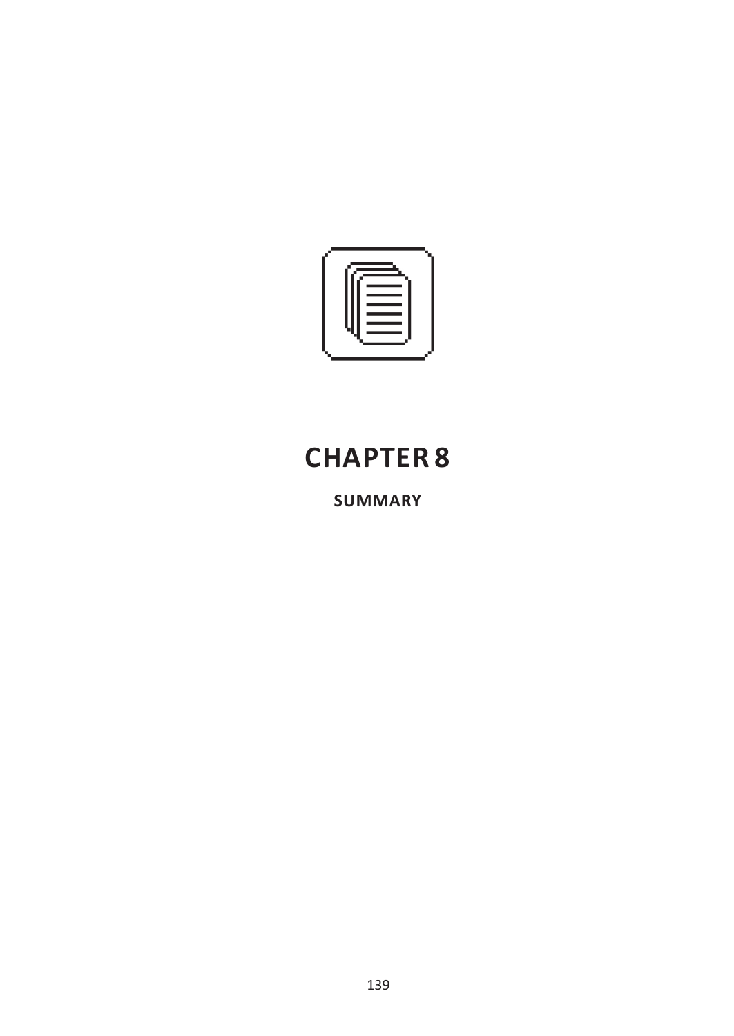# CHAPTER 8

## SUMMARY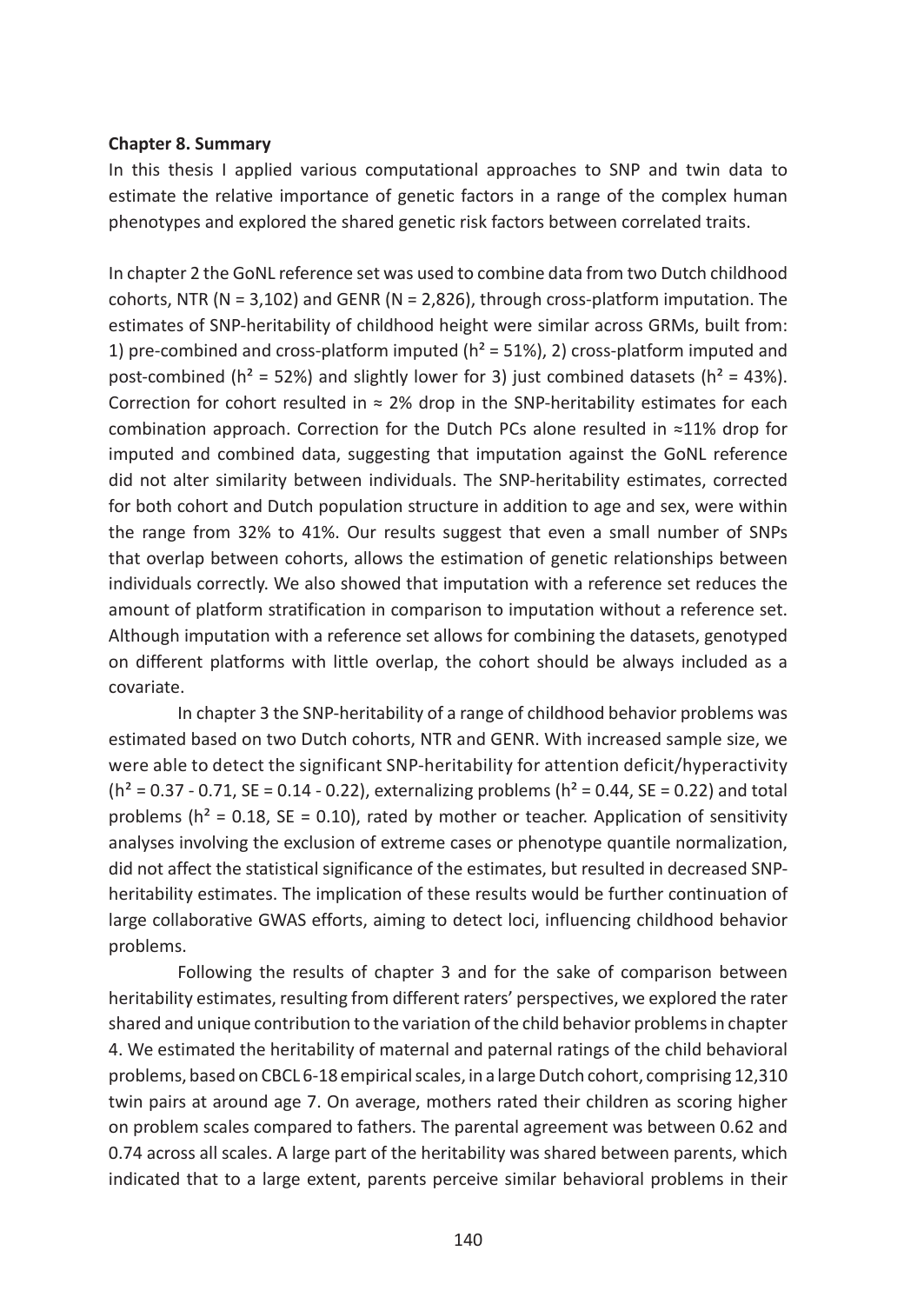**Chapter 8. Summary**

In this thesis I applied various computational approaches to SNP and twin data to estimate the relative importance of genetic factors in a range of the complex human phenotypes and explored the shared genetic risk factors between correlated traits.

In chapter 2 the GoNL reference set was used to combine data from two Dutch childhood cohorts, NTR (N = 3,102) and GENR (N = 2,826), through cross-platform imputation. The estimates of SNP-heritability of childhood height were similar across GRMs, built from: 1) pre-combined and cross-platform imputed ($h^2$ = 51%), 2) cross-platform imputed and post-combined ($h^2$ = 52%) and slightly lower for 3) just combined datasets ($h^2$ = 43%). Correction for cohort resulted in ≈ 2% drop in the SNP-heritability estimates for each combination approach. Correction for the Dutch PCs alone resulted in ≈11% drop for imputed and combined data, suggesting that imputation against the GoNL reference did not alter similarity between individuals. The SNP-heritability estimates, corrected for both cohort and Dutch population structure in addition to age and sex, were within the range from 32% to 41%. Our results suggest that even a small number of SNPs that overlap between cohorts, allows the estimation of genetic relationships between individuals correctly. We also showed that imputation with a reference set reduces the amount of platform stratification in comparison to imputation without a reference set. Although imputation with a reference set allows for combining the datasets, genotyped on different platforms with little overlap, the cohort should be always included as a covariate.

In chapter 3 the SNP-heritability of a range of childhood behavior problems was estimated based on two Dutch cohorts, NTR and GENR. With increased sample size, we were able to detect the significant SNP-heritability for attention deficit/hyperactivity ($h^2$ = 0.37 - 0.71, SE = 0.14 - 0.22), externalizing problems ($h^2$ = 0.44, SE = 0.22) and total problems ($h^2$ = 0.18, SE = 0.10), rated by mother or teacher. Application of sensitivity analyses involving the exclusion of extreme cases or phenotype quantile normalization, did not affect the statistical significance of the estimates, but resulted in decreased SNP-heritability estimates. The implication of these results would be further continuation of large collaborative GWAS efforts, aiming to detect loci, influencing childhood behavior problems.

Following the results of chapter 3 and for the sake of comparison between heritability estimates, resulting from different raters' perspectives, we explored the rater shared and unique contribution to the variation of the child behavior problems in chapter 4. We estimated the heritability of maternal and paternal ratings of the child behavioral problems, based on CBCL 6-18 empirical scales, in a large Dutch cohort, comprising 12,310 twin pairs at around age 7. On average, mothers rated their children as scoring higher on problem scales compared to fathers. The parental agreement was between 0.62 and 0.74 across all scales. A large part of the heritability was shared between parents, which indicated that to a large extent, parents perceive similar behavioral problems in their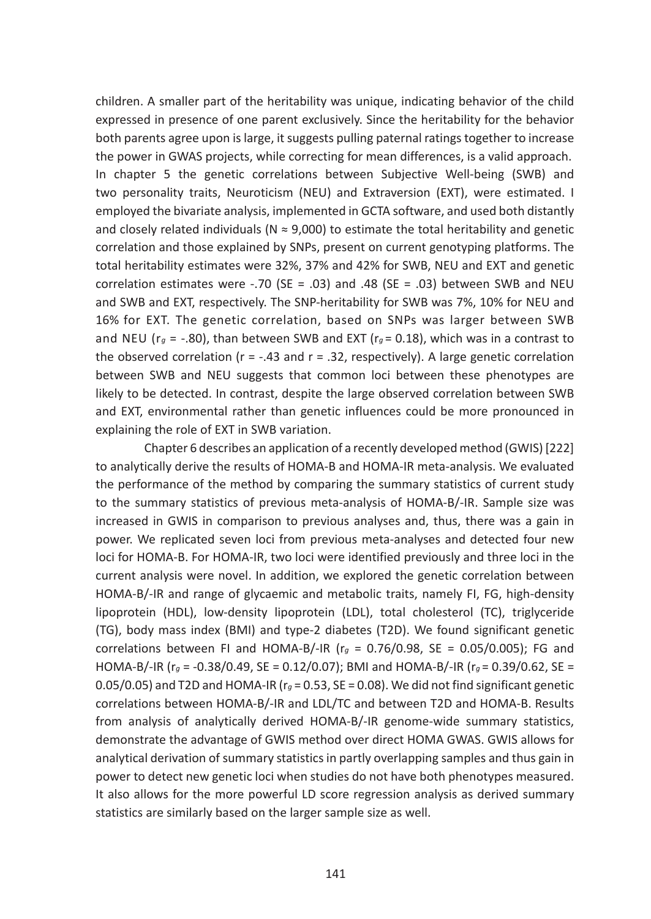children. A smaller part of the heritability was unique, indicating behavior of the child expressed in presence of one parent exclusively. Since the heritability for the behavior both parents agree upon is large, it suggests pulling paternal ratings together to increase the power in GWAS projects, while correcting for mean differences, is a valid approach. In chapter 5 the genetic correlations between Subjective Well-being (SWB) and two personality traits, Neuroticism (NEU) and Extraversion (EXT), were estimated. I employed the bivariate analysis, implemented in GCTA software, and used both distantly and closely related individuals ($N \approx 9{,}000$) to estimate the total heritability and genetic correlation and those explained by SNPs, present on current genotyping platforms. The total heritability estimates were 32%, 37% and 42% for SWB, NEU and EXT and genetic correlation estimates were -.70 (SE = .03) and .48 (SE = .03) between SWB and NEU and SWB and EXT, respectively. The SNP-heritability for SWB was 7%, 10% for NEU and 16% for EXT. The genetic correlation, based on SNPs was larger between SWB and NEU ($r_g$ = -.80), than between SWB and EXT ($r_g$ = 0.18), which was in a contrast to the observed correlation (r = -.43 and r = .32, respectively). A large genetic correlation between SWB and NEU suggests that common loci between these phenotypes are likely to be detected. In contrast, despite the large observed correlation between SWB and EXT, environmental rather than genetic influences could be more pronounced in explaining the role of EXT in SWB variation.

Chapter 6 describes an application of a recently developed method (GWIS) [222] to analytically derive the results of HOMA-B and HOMA-IR meta-analysis. We evaluated the performance of the method by comparing the summary statistics of current study to the summary statistics of previous meta-analysis of HOMA-B/-IR. Sample size was increased in GWIS in comparison to previous analyses and, thus, there was a gain in power. We replicated seven loci from previous meta-analyses and detected four new loci for HOMA-B. For HOMA-IR, two loci were identified previously and three loci in the current analysis were novel. In addition, we explored the genetic correlation between HOMA-B/-IR and range of glycaemic and metabolic traits, namely FI, FG, high-density lipoprotein (HDL), low-density lipoprotein (LDL), total cholesterol (TC), triglyceride (TG), body mass index (BMI) and type-2 diabetes (T2D). We found significant genetic correlations between FI and HOMA-B/-IR ($r_g$ = 0.76/0.98, SE = 0.05/0.005); FG and HOMA-B/-IR ($r_g$ = -0.38/0.49, SE = 0.12/0.07); BMI and HOMA-B/-IR ($r_g$ = 0.39/0.62, SE = 0.05/0.05) and T2D and HOMA-IR ($r_g$ = 0.53, SE = 0.08). We did not find significant genetic correlations between HOMA-B/-IR and LDL/TC and between T2D and HOMA-B. Results from analysis of analytically derived HOMA-B/-IR genome-wide summary statistics, demonstrate the advantage of GWIS method over direct HOMA GWAS. GWIS allows for analytical derivation of summary statistics in partly overlapping samples and thus gain in power to detect new genetic loci when studies do not have both phenotypes measured. It also allows for the more powerful LD score regression analysis as derived summary statistics are similarly based on the larger sample size as well.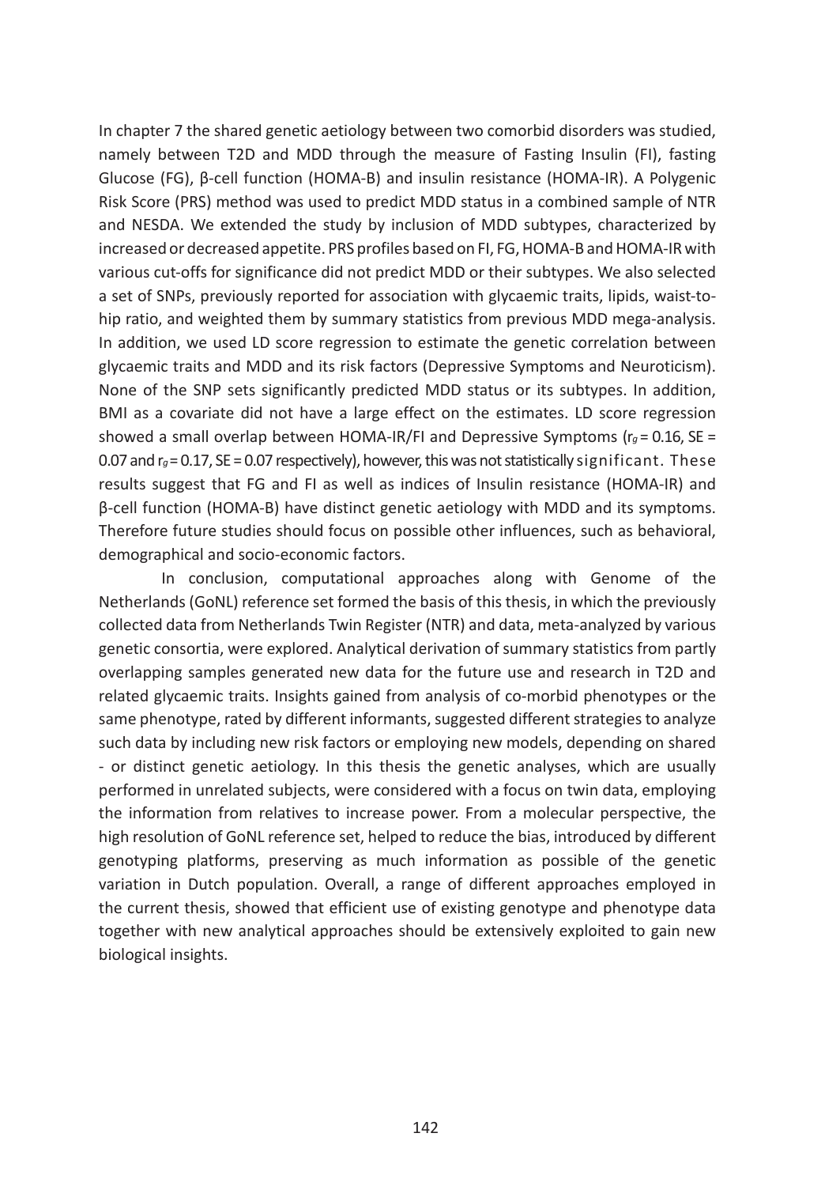In chapter 7 the shared genetic aetiology between two comorbid disorders was studied, namely between T2D and MDD through the measure of Fasting Insulin (FI), fasting Glucose (FG), β-cell function (HOMA-B) and insulin resistance (HOMA-IR). A Polygenic Risk Score (PRS) method was used to predict MDD status in a combined sample of NTR and NESDA. We extended the study by inclusion of MDD subtypes, characterized by increased or decreased appetite. PRS profiles based on FI, FG, HOMA-B and HOMA-IR with various cut-offs for significance did not predict MDD or their subtypes. We also selected a set of SNPs, previously reported for association with glycaemic traits, lipids, waist-to-hip ratio, and weighted them by summary statistics from previous MDD mega-analysis. In addition, we used LD score regression to estimate the genetic correlation between glycaemic traits and MDD and its risk factors (Depressive Symptoms and Neuroticism). None of the SNP sets significantly predicted MDD status or its subtypes. In addition, BMI as a covariate did not have a large effect on the estimates. LD score regression showed a small overlap between HOMA-IR/FI and Depressive Symptoms ($r_g = 0.16$, SE = 0.07 and $r_g = 0.17$, SE = 0.07 respectively), however, this was not statistically significant. These results suggest that FG and FI as well as indices of Insulin resistance (HOMA-IR) and β-cell function (HOMA-B) have distinct genetic aetiology with MDD and its symptoms. Therefore future studies should focus on possible other influences, such as behavioral, demographical and socio-economic factors.

In conclusion, computational approaches along with Genome of the Netherlands (GoNL) reference set formed the basis of this thesis, in which the previously collected data from Netherlands Twin Register (NTR) and data, meta-analyzed by various genetic consortia, were explored. Analytical derivation of summary statistics from partly overlapping samples generated new data for the future use and research in T2D and related glycaemic traits. Insights gained from analysis of co-morbid phenotypes or the same phenotype, rated by different informants, suggested different strategies to analyze such data by including new risk factors or employing new models, depending on shared - or distinct genetic aetiology. In this thesis the genetic analyses, which are usually performed in unrelated subjects, were considered with a focus on twin data, employing the information from relatives to increase power. From a molecular perspective, the high resolution of GoNL reference set, helped to reduce the bias, introduced by different genotyping platforms, preserving as much information as possible of the genetic variation in Dutch population. Overall, a range of different approaches employed in the current thesis, showed that efficient use of existing genotype and phenotype data together with new analytical approaches should be extensively exploited to gain new biological insights.